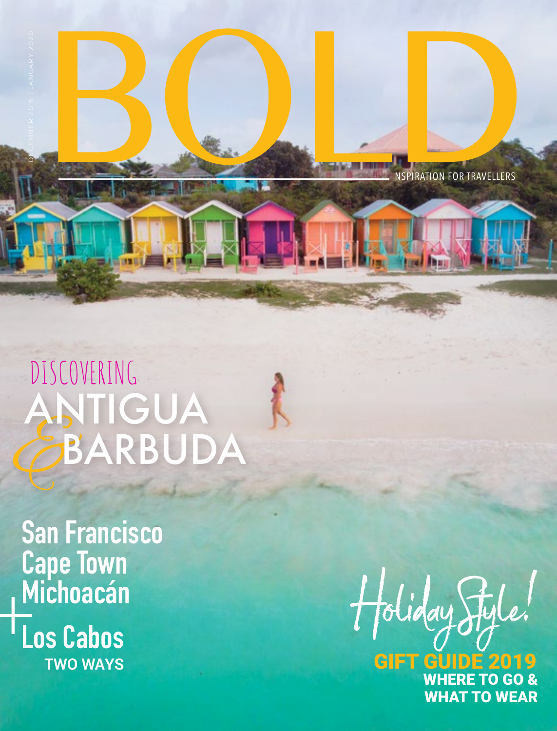DECEMBER 2019 | JANUARY 2020

# BOLD

INSPIRATION FOR TRAVELLERS

## DISCOVERING ANTIGUA & BARBUDA

**San Francisco**
**Cape Town**
**Michoacán**
**+ Los Cabos**
**TWO WAYS**

## Holiday Style!

**GIFT GUIDE 2019**
**WHERE TO GO & WHAT TO WEAR**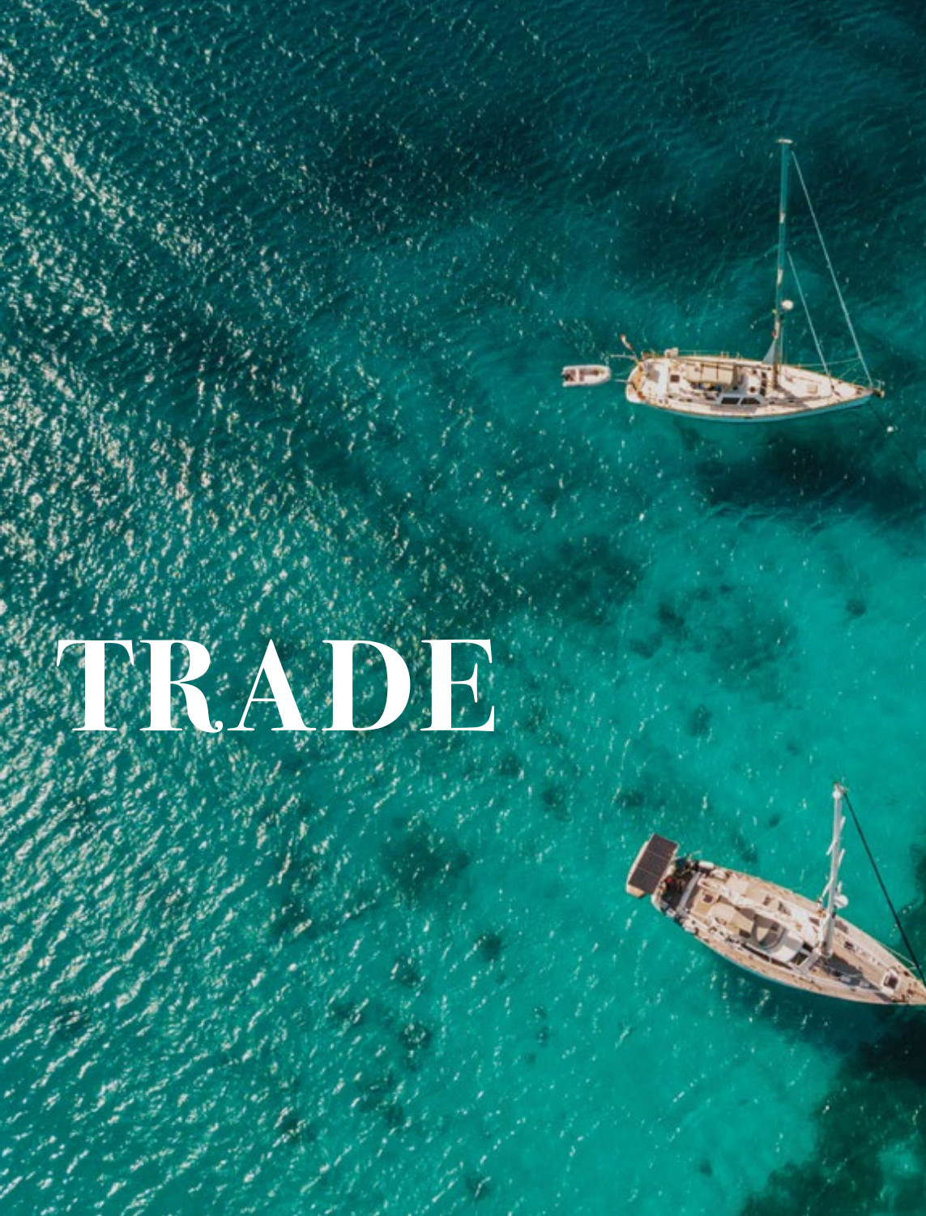# TRADE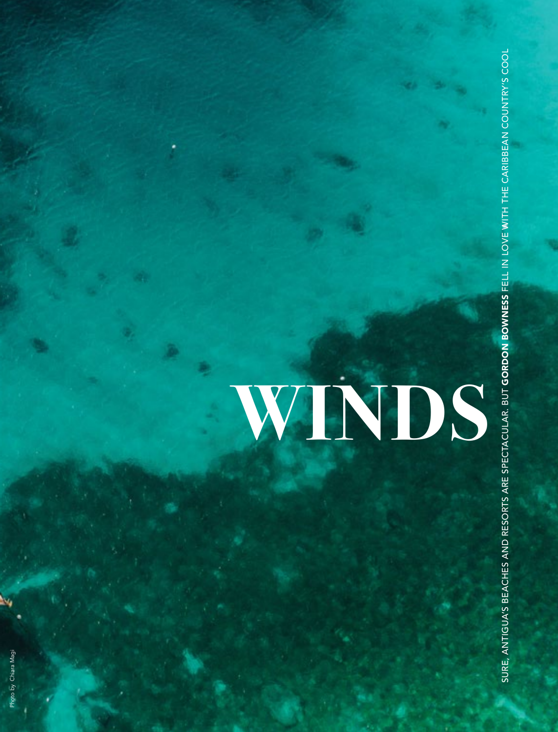# WINDS

SURE, ANTIGUA'S BEACHES AND RESORTS ARE SPECTACULAR. BUT **GORDON BOWNESS** FELL IN LOVE WITH THE CARIBBEAN COUNTRY'S COOL

Photo by Chiara Magi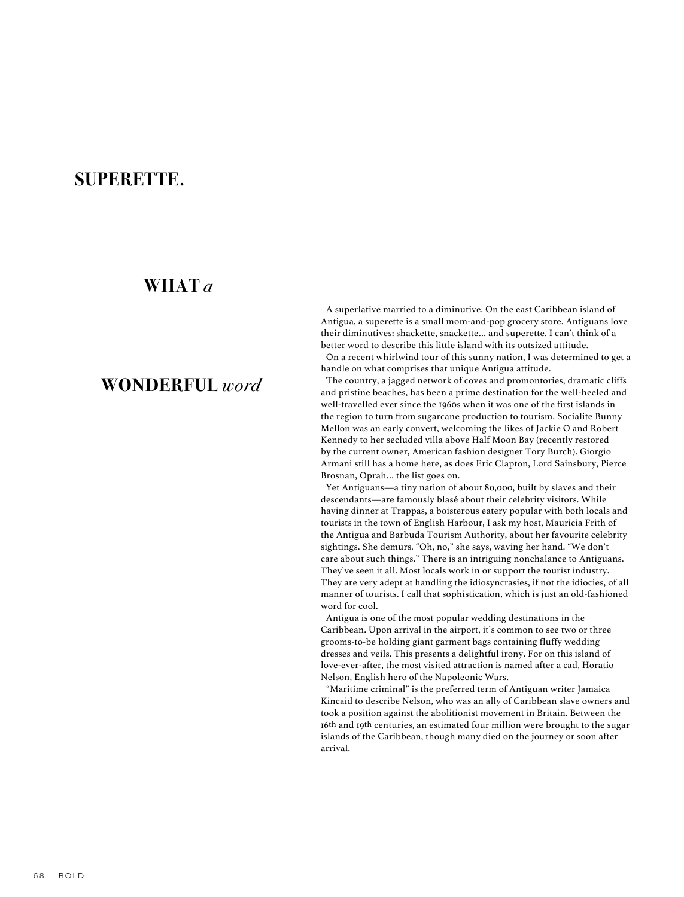# SUPERETTE.

# WHAT *a* WONDERFUL *word*

A superlative married to a diminutive. On the east Caribbean island of Antigua, a superette is a small mom-and-pop grocery store. Antiguans love their diminutives: shackette, snackette… and superette. I can't think of a better word to describe this little island with its outsized attitude.

On a recent whirlwind tour of this sunny nation, I was determined to get a handle on what comprises that unique Antigua attitude.

The country, a jagged network of coves and promontories, dramatic cliffs and pristine beaches, has been a prime destination for the well-heeled and well-travelled ever since the 1960s when it was one of the first islands in the region to turn from sugarcane production to tourism. Socialite Bunny Mellon was an early convert, welcoming the likes of Jackie O and Robert Kennedy to her secluded villa above Half Moon Bay (recently restored by the current owner, American fashion designer Tory Burch). Giorgio Armani still has a home here, as does Eric Clapton, Lord Sainsbury, Pierce Brosnan, Oprah… the list goes on.

Yet Antiguans—a tiny nation of about 80,000, built by slaves and their descendants—are famously blasé about their celebrity visitors. While having dinner at Trappas, a boisterous eatery popular with both locals and tourists in the town of English Harbour, I ask my host, Mauricia Frith of the Antigua and Barbuda Tourism Authority, about her favourite celebrity sightings. She demurs. "Oh, no," she says, waving her hand. "We don't care about such things." There is an intriguing nonchalance to Antiguans. They've seen it all. Most locals work in or support the tourist industry. They are very adept at handling the idiosyncrasies, if not the idiocies, of all manner of tourists. I call that sophistication, which is just an old-fashioned word for cool.

Antigua is one of the most popular wedding destinations in the Caribbean. Upon arrival in the airport, it's common to see two or three grooms-to-be holding giant garment bags containing fluffy wedding dresses and veils. This presents a delightful irony. For on this island of love-ever-after, the most visited attraction is named after a cad, Horatio Nelson, English hero of the Napoleonic Wars.

"Maritime criminal" is the preferred term of Antiguan writer Jamaica Kincaid to describe Nelson, who was an ally of Caribbean slave owners and took a position against the abolitionist movement in Britain. Between the 16th and 19th centuries, an estimated four million were brought to the sugar islands of the Caribbean, though many died on the journey or soon after arrival.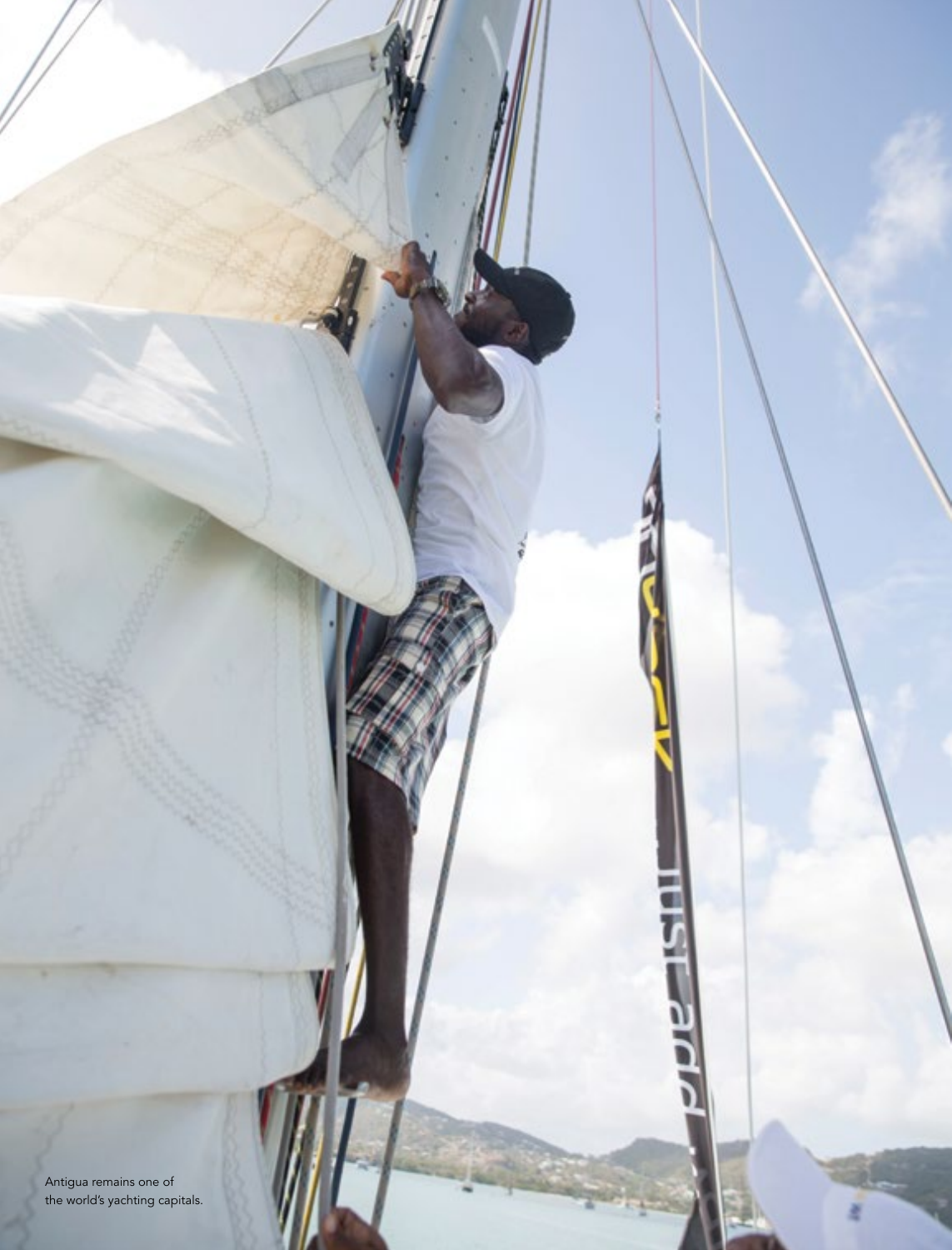Antigua remains one of the world's yachting capitals.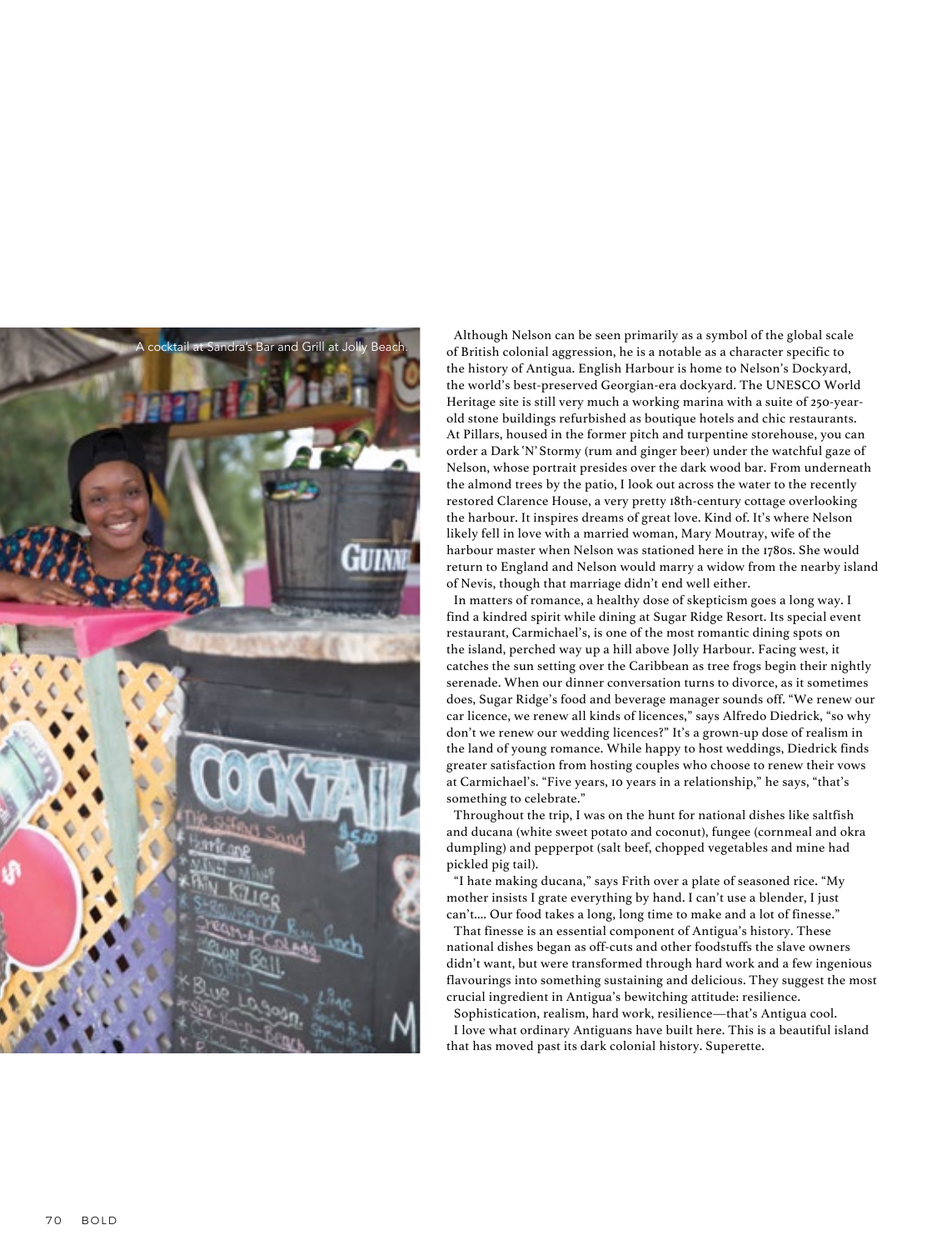A cocktail at Sandra's Bar and Grill at Jolly Beach.

Although Nelson can be seen primarily as a symbol of the global scale of British colonial aggression, he is a notable as a character specific to the history of Antigua. English Harbour is home to Nelson's Dockyard, the world's best-preserved Georgian-era dockyard. The UNESCO World Heritage site is still very much a working marina with a suite of 250-year-old stone buildings refurbished as boutique hotels and chic restaurants. At Pillars, housed in the former pitch and turpentine storehouse, you can order a Dark 'N' Stormy (rum and ginger beer) under the watchful gaze of Nelson, whose portrait presides over the dark wood bar. From underneath the almond trees by the patio, I look out across the water to the recently restored Clarence House, a very pretty 18th-century cottage overlooking the harbour. It inspires dreams of great love. Kind of. It's where Nelson likely fell in love with a married woman, Mary Moutray, wife of the harbour master when Nelson was stationed here in the 1780s. She would return to England and Nelson would marry a widow from the nearby island of Nevis, though that marriage didn't end well either.

In matters of romance, a healthy dose of skepticism goes a long way. I find a kindred spirit while dining at Sugar Ridge Resort. Its special event restaurant, Carmichael's, is one of the most romantic dining spots on the island, perched way up a hill above Jolly Harbour. Facing west, it catches the sun setting over the Caribbean as tree frogs begin their nightly serenade. When our dinner conversation turns to divorce, as it sometimes does, Sugar Ridge's food and beverage manager sounds off. "We renew our car licence, we renew all kinds of licences," says Alfredo Diedrick, "so why don't we renew our wedding licences?" It's a grown-up dose of realism in the land of young romance. While happy to host weddings, Diedrick finds greater satisfaction from hosting couples who choose to renew their vows at Carmichael's. "Five years, 10 years in a relationship," he says, "that's something to celebrate."

Throughout the trip, I was on the hunt for national dishes like saltfish and ducana (white sweet potato and coconut), fungee (cornmeal and okra dumpling) and pepperpot (salt beef, chopped vegetables and mine had pickled pig tail).

"I hate making ducana," says Frith over a plate of seasoned rice. "My mother insists I grate everything by hand. I can't use a blender, I just can't.... Our food takes a long, long time to make and a lot of finesse."

That finesse is an essential component of Antigua's history. These national dishes began as off-cuts and other foodstuffs the slave owners didn't want, but were transformed through hard work and a few ingenious flavourings into something sustaining and delicious. They suggest the most crucial ingredient in Antigua's bewitching attitude: resilience.

Sophistication, realism, hard work, resilience—that's Antigua cool.

I love what ordinary Antiguans have built here. This is a beautiful island that has moved past its dark colonial history. Superette.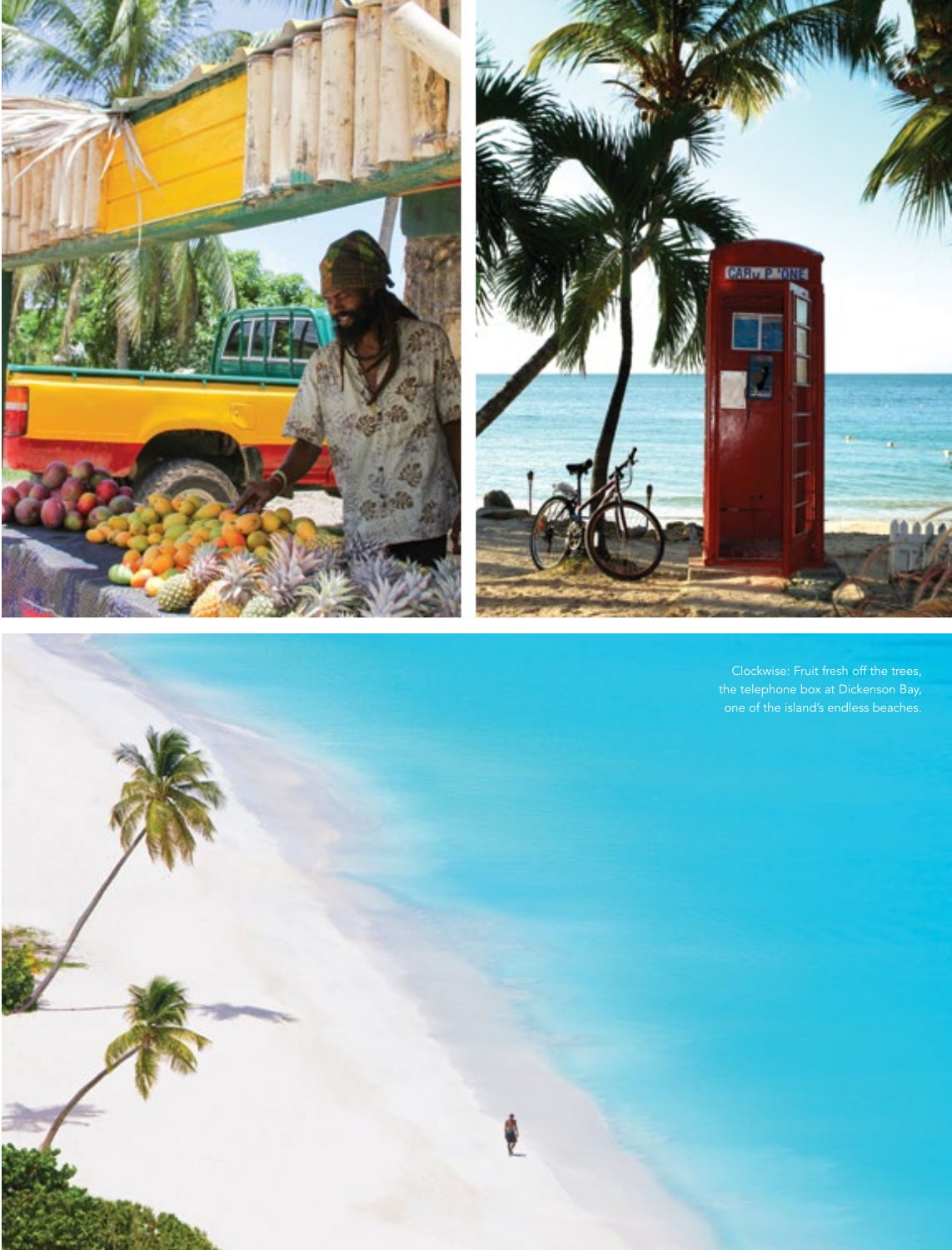Clockwise: Fruit fresh off the trees, the telephone box at Dickenson Bay, one of the island's endless beaches.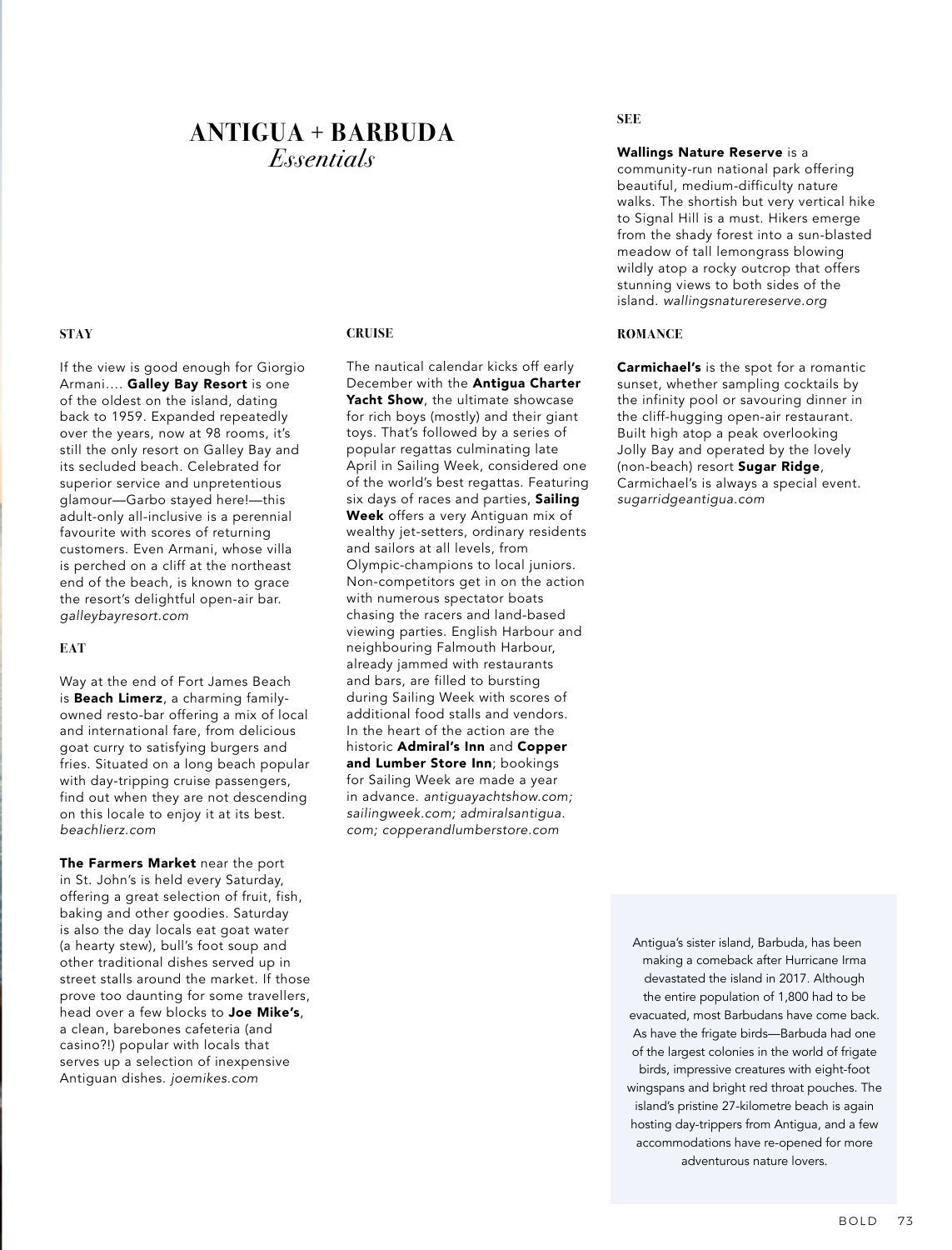# ANTIGUA + BARBUDA
*Essentials*

### STAY

If the view is good enough for Giorgio Armani…. **Galley Bay Resort** is one of the oldest on the island, dating back to 1959. Expanded repeatedly over the years, now at 98 rooms, it's still the only resort on Galley Bay and its secluded beach. Celebrated for superior service and unpretentious glamour—Garbo stayed here!—this adult-only all-inclusive is a perennial favourite with scores of returning customers. Even Armani, whose villa is perched on a cliff at the northeast end of the beach, is known to grace the resort's delightful open-air bar. *galleybayresort.com*

### EAT

Way at the end of Fort James Beach is **Beach Limerz**, a charming family-owned resto-bar offering a mix of local and international fare, from delicious goat curry to satisfying burgers and fries. Situated on a long beach popular with day-tripping cruise passengers, find out when they are not descending on this locale to enjoy it at its best. *beachlierz.com*

**The Farmers Market** near the port in St. John's is held every Saturday, offering a great selection of fruit, fish, baking and other goodies. Saturday is also the day locals eat goat water (a hearty stew), bull's foot soup and other traditional dishes served up in street stalls around the market. If those prove too daunting for some travellers, head over a few blocks to **Joe Mike's**, a clean, barebones cafeteria (and casino?!) popular with locals that serves up a selection of inexpensive Antiguan dishes. *joemikes.com*

### CRUISE

The nautical calendar kicks off early December with the **Antigua Charter Yacht Show**, the ultimate showcase for rich boys (mostly) and their giant toys. That's followed by a series of popular regattas culminating late April in Sailing Week, considered one of the world's best regattas. Featuring six days of races and parties, **Sailing Week** offers a very Antiguan mix of wealthy jet-setters, ordinary residents and sailors at all levels, from Olympic-champions to local juniors. Non-competitors get in on the action with numerous spectator boats chasing the racers and land-based viewing parties. English Harbour and neighbouring Falmouth Harbour, already jammed with restaurants and bars, are filled to bursting during Sailing Week with scores of additional food stalls and vendors. In the heart of the action are the historic **Admiral's Inn** and **Copper and Lumber Store Inn**; bookings for Sailing Week are made a year in advance. *antiguayachtshow.com; sailingweek.com; admiralsantigua.com; copperandlumberstore.com*

### SEE

**Wallings Nature Reserve** is a community-run national park offering beautiful, medium-difficulty nature walks. The shortish but very vertical hike to Signal Hill is a must. Hikers emerge from the shady forest into a sun-blasted meadow of tall lemongrass blowing wildly atop a rocky outcrop that offers stunning views to both sides of the island. *wallingsnaturereserve.org*

### ROMANCE

**Carmichael's** is the spot for a romantic sunset, whether sampling cocktails by the infinity pool or savouring dinner in the cliff-hugging open-air restaurant. Built high atop a peak overlooking Jolly Bay and operated by the lovely (non-beach) resort **Sugar Ridge**, Carmichael's is always a special event. *sugarridgeantigua.com*

Antigua's sister island, Barbuda, has been making a comeback after Hurricane Irma devastated the island in 2017. Although the entire population of 1,800 had to be evacuated, most Barbudans have come back. As have the frigate birds—Barbuda had one of the largest colonies in the world of frigate birds, impressive creatures with eight-foot wingspans and bright red throat pouches. The island's pristine 27-kilometre beach is again hosting day-trippers from Antigua, and a few accommodations have re-opened for more adventurous nature lovers.